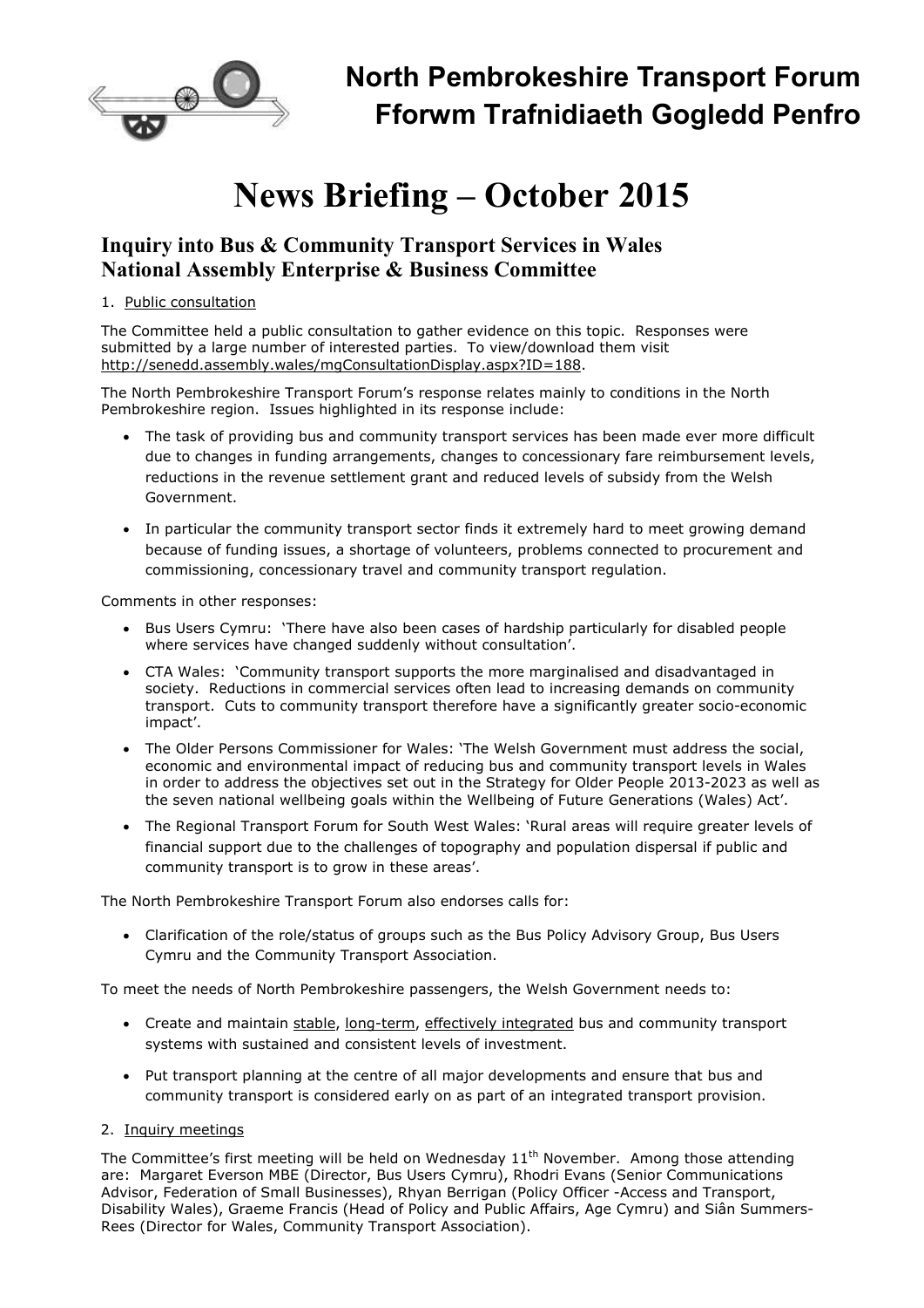# North Pembrokeshire Transport Forum
# Fforwm Trafnidiaeth Gogledd Penfro

# News Briefing – October 2015

## Inquiry into Bus & Community Transport Services in Wales
## National Assembly Enterprise & Business Committee

1. Public consultation

The Committee held a public consultation to gather evidence on this topic. Responses were submitted by a large number of interested parties. To view/download them visit http://senedd.assembly.wales/mgConsultationDisplay.aspx?ID=188.

The North Pembrokeshire Transport Forum's response relates mainly to conditions in the North Pembrokeshire region. Issues highlighted in its response include:

- The task of providing bus and community transport services has been made ever more difficult due to changes in funding arrangements, changes to concessionary fare reimbursement levels, reductions in the revenue settlement grant and reduced levels of subsidy from the Welsh Government.
- In particular the community transport sector finds it extremely hard to meet growing demand because of funding issues, a shortage of volunteers, problems connected to procurement and commissioning, concessionary travel and community transport regulation.

Comments in other responses:

- Bus Users Cymru: 'There have also been cases of hardship particularly for disabled people where services have changed suddenly without consultation'.
- CTA Wales: 'Community transport supports the more marginalised and disadvantaged in society. Reductions in commercial services often lead to increasing demands on community transport. Cuts to community transport therefore have a significantly greater socio-economic impact'.
- The Older Persons Commissioner for Wales: 'The Welsh Government must address the social, economic and environmental impact of reducing bus and community transport levels in Wales in order to address the objectives set out in the Strategy for Older People 2013-2023 as well as the seven national wellbeing goals within the Wellbeing of Future Generations (Wales) Act'.
- The Regional Transport Forum for South West Wales: 'Rural areas will require greater levels of financial support due to the challenges of topography and population dispersal if public and community transport is to grow in these areas'.

The North Pembrokeshire Transport Forum also endorses calls for:

- Clarification of the role/status of groups such as the Bus Policy Advisory Group, Bus Users Cymru and the Community Transport Association.

To meet the needs of North Pembrokeshire passengers, the Welsh Government needs to:

- Create and maintain stable, long-term, effectively integrated bus and community transport systems with sustained and consistent levels of investment.
- Put transport planning at the centre of all major developments and ensure that bus and community transport is considered early on as part of an integrated transport provision.

2. Inquiry meetings

The Committee's first meeting will be held on Wednesday 11th November. Among those attending are: Margaret Everson MBE (Director, Bus Users Cymru), Rhodri Evans (Senior Communications Advisor, Federation of Small Businesses), Rhyan Berrigan (Policy Officer -Access and Transport, Disability Wales), Graeme Francis (Head of Policy and Public Affairs, Age Cymru) and Siân Summers-Rees (Director for Wales, Community Transport Association).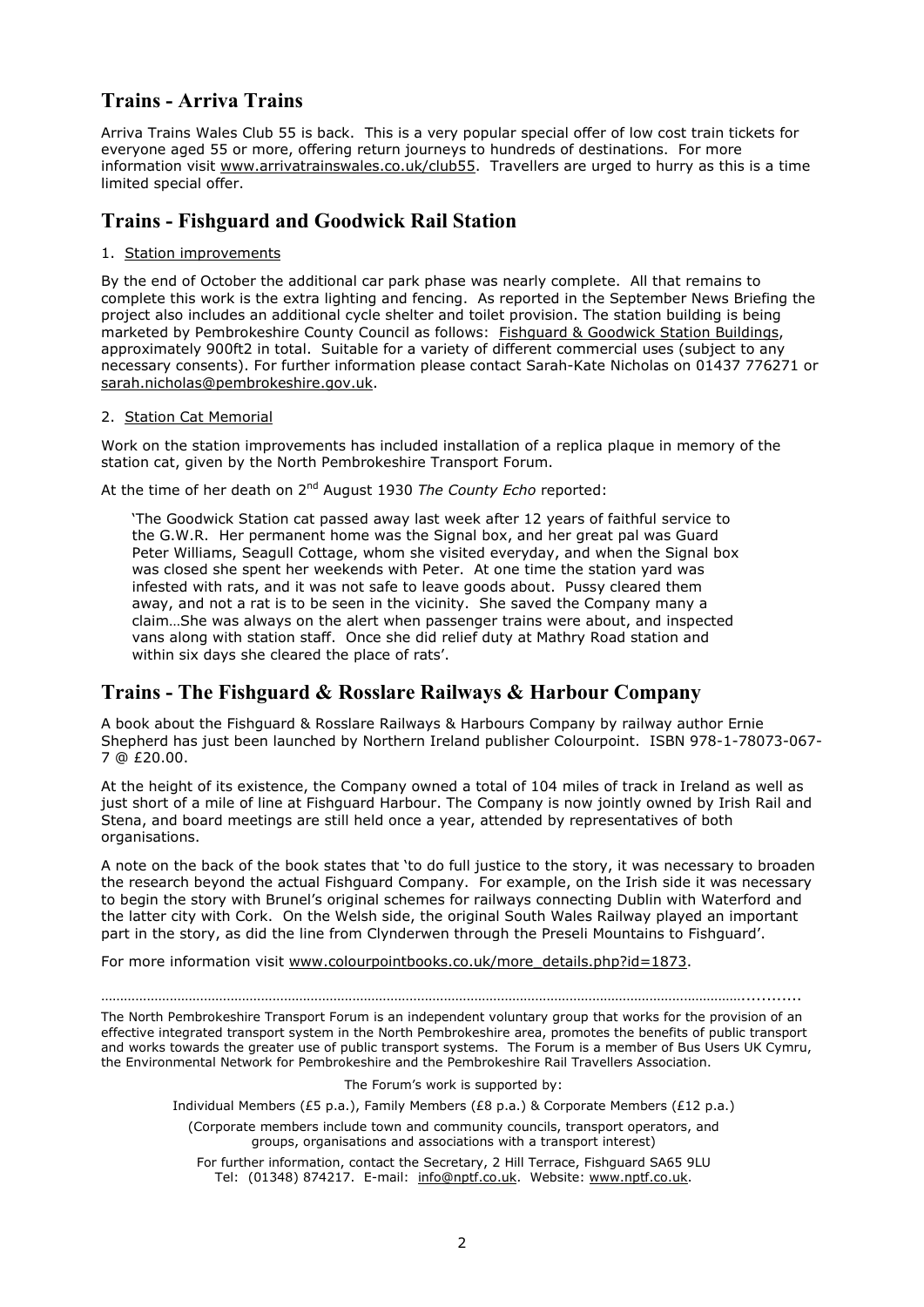## Trains - Arriva Trains

Arriva Trains Wales Club 55 is back. This is a very popular special offer of low cost train tickets for everyone aged 55 or more, offering return journeys to hundreds of destinations. For more information visit www.arrivatrainswales.co.uk/club55. Travellers are urged to hurry as this is a time limited special offer.

## Trains - Fishguard and Goodwick Rail Station

1. Station improvements

By the end of October the additional car park phase was nearly complete. All that remains to complete this work is the extra lighting and fencing. As reported in the September News Briefing the project also includes an additional cycle shelter and toilet provision. The station building is being marketed by Pembrokeshire County Council as follows: Fishguard & Goodwick Station Buildings, approximately 900ft2 in total. Suitable for a variety of different commercial uses (subject to any necessary consents). For further information please contact Sarah-Kate Nicholas on 01437 776271 or sarah.nicholas@pembrokeshire.gov.uk.

2. Station Cat Memorial

Work on the station improvements has included installation of a replica plaque in memory of the station cat, given by the North Pembrokeshire Transport Forum.

At the time of her death on 2nd August 1930 *The County Echo* reported:

> 'The Goodwick Station cat passed away last week after 12 years of faithful service to the G.W.R. Her permanent home was the Signal box, and her great pal was Guard Peter Williams, Seagull Cottage, whom she visited everyday, and when the Signal box was closed she spent her weekends with Peter. At one time the station yard was infested with rats, and it was not safe to leave goods about. Pussy cleared them away, and not a rat is to be seen in the vicinity. She saved the Company many a claim…She was always on the alert when passenger trains were about, and inspected vans along with station staff. Once she did relief duty at Mathry Road station and within six days she cleared the place of rats'.

## Trains - The Fishguard & Rosslare Railways & Harbour Company

A book about the Fishguard & Rosslare Railways & Harbours Company by railway author Ernie Shepherd has just been launched by Northern Ireland publisher Colourpoint. ISBN 978-1-78073-067-7 @ £20.00.

At the height of its existence, the Company owned a total of 104 miles of track in Ireland as well as just short of a mile of line at Fishguard Harbour. The Company is now jointly owned by Irish Rail and Stena, and board meetings are still held once a year, attended by representatives of both organisations.

A note on the back of the book states that 'to do full justice to the story, it was necessary to broaden the research beyond the actual Fishguard Company. For example, on the Irish side it was necessary to begin the story with Brunel's original schemes for railways connecting Dublin with Waterford and the latter city with Cork. On the Welsh side, the original South Wales Railway played an important part in the story, as did the line from Clynderwen through the Preseli Mountains to Fishguard'.

For more information visit www.colourpointbooks.co.uk/more_details.php?id=1873.

………………………………………………………………………………………………………………………………………….........

The North Pembrokeshire Transport Forum is an independent voluntary group that works for the provision of an effective integrated transport system in the North Pembrokeshire area, promotes the benefits of public transport and works towards the greater use of public transport systems. The Forum is a member of Bus Users UK Cymru, the Environmental Network for Pembrokeshire and the Pembrokeshire Rail Travellers Association.

The Forum's work is supported by:

Individual Members (£5 p.a.), Family Members (£8 p.a.) & Corporate Members (£12 p.a.)

(Corporate members include town and community councils, transport operators, and groups, organisations and associations with a transport interest)

For further information, contact the Secretary, 2 Hill Terrace, Fishguard SA65 9LU
Tel: (01348) 874217. E-mail: info@nptf.co.uk. Website: www.nptf.co.uk.